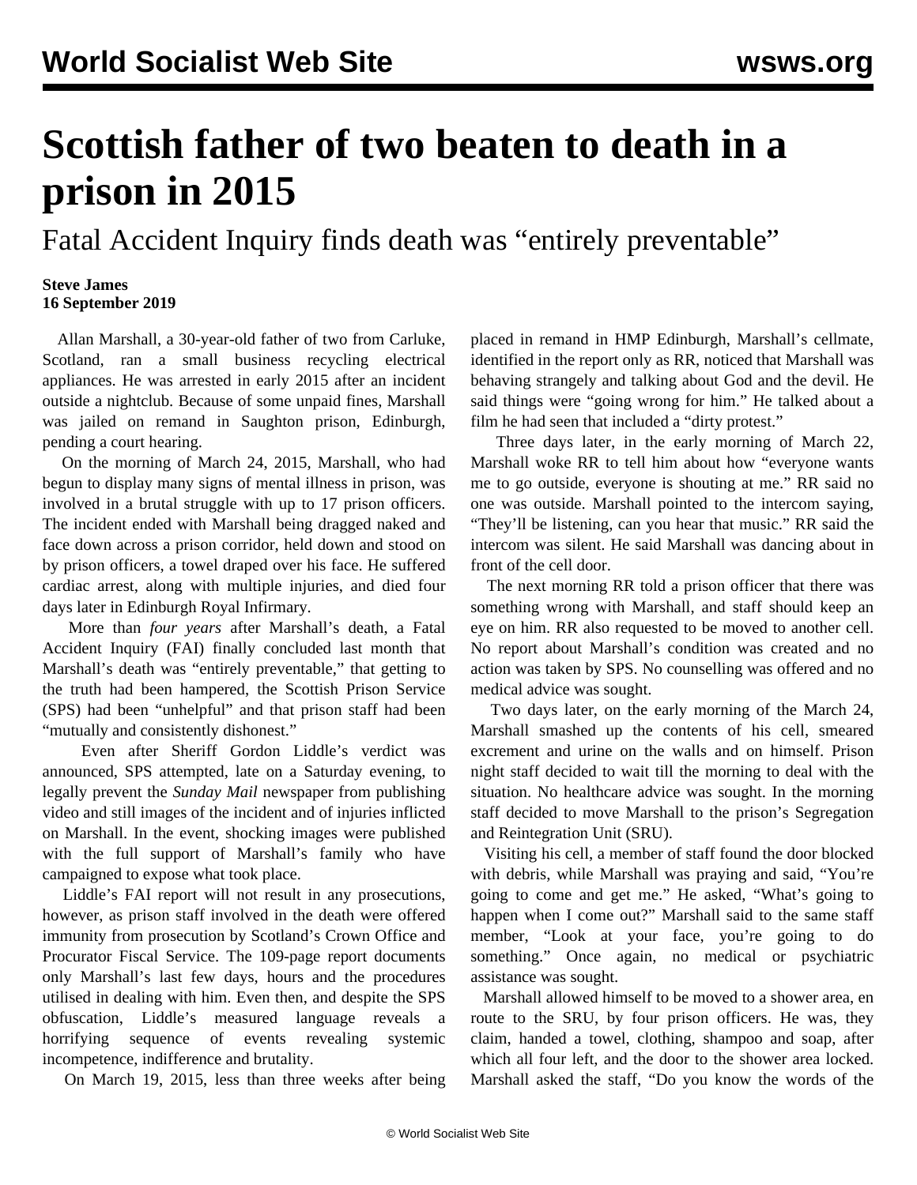# Scottish father of two beaten to death in a prison in 2015

## Fatal Accident Inquiry finds death was "entirely preventable"

**Steve James**
**16 September 2019**

Allan Marshall, a 30-year-old father of two from Carluke, Scotland, ran a small business recycling electrical appliances. He was arrested in early 2015 after an incident outside a nightclub. Because of some unpaid fines, Marshall was jailed on remand in Saughton prison, Edinburgh, pending a court hearing.

On the morning of March 24, 2015, Marshall, who had begun to display many signs of mental illness in prison, was involved in a brutal struggle with up to 17 prison officers. The incident ended with Marshall being dragged naked and face down across a prison corridor, held down and stood on by prison officers, a towel draped over his face. He suffered cardiac arrest, along with multiple injuries, and died four days later in Edinburgh Royal Infirmary.

More than *four years* after Marshall's death, a Fatal Accident Inquiry (FAI) finally concluded last month that Marshall's death was "entirely preventable," that getting to the truth had been hampered, the Scottish Prison Service (SPS) had been "unhelpful" and that prison staff had been "mutually and consistently dishonest."

Even after Sheriff Gordon Liddle's verdict was announced, SPS attempted, late on a Saturday evening, to legally prevent the *Sunday Mail* newspaper from publishing video and still images of the incident and of injuries inflicted on Marshall. In the event, shocking images were published with the full support of Marshall's family who have campaigned to expose what took place.

Liddle's FAI report will not result in any prosecutions, however, as prison staff involved in the death were offered immunity from prosecution by Scotland's Crown Office and Procurator Fiscal Service. The 109-page report documents only Marshall's last few days, hours and the procedures utilised in dealing with him. Even then, and despite the SPS obfuscation, Liddle's measured language reveals a horrifying sequence of events revealing systemic incompetence, indifference and brutality.

On March 19, 2015, less than three weeks after being placed in remand in HMP Edinburgh, Marshall's cellmate, identified in the report only as RR, noticed that Marshall was behaving strangely and talking about God and the devil. He said things were "going wrong for him." He talked about a film he had seen that included a "dirty protest."

Three days later, in the early morning of March 22, Marshall woke RR to tell him about how "everyone wants me to go outside, everyone is shouting at me." RR said no one was outside. Marshall pointed to the intercom saying, "They'll be listening, can you hear that music." RR said the intercom was silent. He said Marshall was dancing about in front of the cell door.

The next morning RR told a prison officer that there was something wrong with Marshall, and staff should keep an eye on him. RR also requested to be moved to another cell. No report about Marshall's condition was created and no action was taken by SPS. No counselling was offered and no medical advice was sought.

Two days later, on the early morning of the March 24, Marshall smashed up the contents of his cell, smeared excrement and urine on the walls and on himself. Prison night staff decided to wait till the morning to deal with the situation. No healthcare advice was sought. In the morning staff decided to move Marshall to the prison's Segregation and Reintegration Unit (SRU).

Visiting his cell, a member of staff found the door blocked with debris, while Marshall was praying and said, "You're going to come and get me." He asked, "What's going to happen when I come out?" Marshall said to the same staff member, "Look at your face, you're going to do something." Once again, no medical or psychiatric assistance was sought.

Marshall allowed himself to be moved to a shower area, en route to the SRU, by four prison officers. He was, they claim, handed a towel, clothing, shampoo and soap, after which all four left, and the door to the shower area locked. Marshall asked the staff, "Do you know the words of the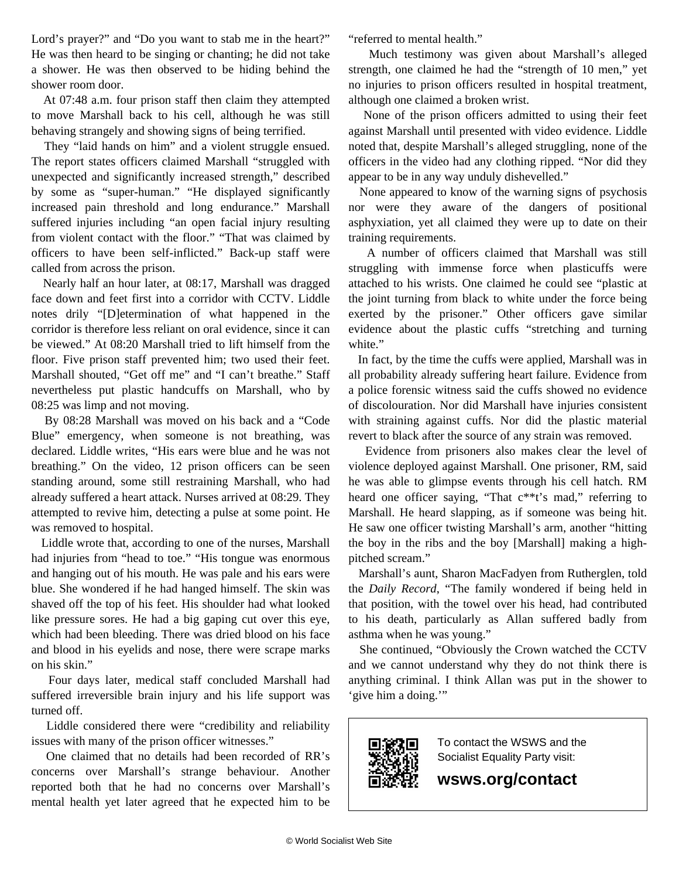Lord's prayer?" and "Do you want to stab me in the heart?" He was then heard to be singing or chanting; he did not take a shower. He was then observed to be hiding behind the shower room door.

At 07:48 a.m. four prison staff then claim they attempted to move Marshall back to his cell, although he was still behaving strangely and showing signs of being terrified.

They "laid hands on him" and a violent struggle ensued. The report states officers claimed Marshall "struggled with unexpected and significantly increased strength," described by some as "super-human." "He displayed significantly increased pain threshold and long endurance." Marshall suffered injuries including "an open facial injury resulting from violent contact with the floor." "That was claimed by officers to have been self-inflicted." Back-up staff were called from across the prison.

Nearly half an hour later, at 08:17, Marshall was dragged face down and feet first into a corridor with CCTV. Liddle notes drily "[D]etermination of what happened in the corridor is therefore less reliant on oral evidence, since it can be viewed." At 08:20 Marshall tried to lift himself from the floor. Five prison staff prevented him; two used their feet. Marshall shouted, "Get off me" and "I can't breathe." Staff nevertheless put plastic handcuffs on Marshall, who by 08:25 was limp and not moving.

By 08:28 Marshall was moved on his back and a "Code Blue" emergency, when someone is not breathing, was declared. Liddle writes, "His ears were blue and he was not breathing." On the video, 12 prison officers can be seen standing around, some still restraining Marshall, who had already suffered a heart attack. Nurses arrived at 08:29. They attempted to revive him, detecting a pulse at some point. He was removed to hospital.

Liddle wrote that, according to one of the nurses, Marshall had injuries from "head to toe." "His tongue was enormous and hanging out of his mouth. He was pale and his ears were blue. She wondered if he had hanged himself. The skin was shaved off the top of his feet. His shoulder had what looked like pressure sores. He had a big gaping cut over this eye, which had been bleeding. There was dried blood on his face and blood in his eyelids and nose, there were scrape marks on his skin."

Four days later, medical staff concluded Marshall had suffered irreversible brain injury and his life support was turned off.

Liddle considered there were "credibility and reliability issues with many of the prison officer witnesses."

One claimed that no details had been recorded of RR's concerns over Marshall's strange behaviour. Another reported both that he had no concerns over Marshall's mental health yet later agreed that he expected him to be "referred to mental health."

Much testimony was given about Marshall's alleged strength, one claimed he had the "strength of 10 men," yet no injuries to prison officers resulted in hospital treatment, although one claimed a broken wrist.

None of the prison officers admitted to using their feet against Marshall until presented with video evidence. Liddle noted that, despite Marshall's alleged struggling, none of the officers in the video had any clothing ripped. "Nor did they appear to be in any way unduly dishevelled."

None appeared to know of the warning signs of psychosis nor were they aware of the dangers of positional asphyxiation, yet all claimed they were up to date on their training requirements.

A number of officers claimed that Marshall was still struggling with immense force when plasticuffs were attached to his wrists. One claimed he could see "plastic at the joint turning from black to white under the force being exerted by the prisoner." Other officers gave similar evidence about the plastic cuffs "stretching and turning white."

In fact, by the time the cuffs were applied, Marshall was in all probability already suffering heart failure. Evidence from a police forensic witness said the cuffs showed no evidence of discolouration. Nor did Marshall have injuries consistent with straining against cuffs. Nor did the plastic material revert to black after the source of any strain was removed.

Evidence from prisoners also makes clear the level of violence deployed against Marshall. One prisoner, RM, said he was able to glimpse events through his cell hatch. RM heard one officer saying, "That c**t's mad," referring to Marshall. He heard slapping, as if someone was being hit. He saw one officer twisting Marshall's arm, another "hitting the boy in the ribs and the boy [Marshall] making a high-pitched scream."

Marshall's aunt, Sharon MacFadyen from Rutherglen, told the *Daily Record*, "The family wondered if being held in that position, with the towel over his head, had contributed to his death, particularly as Allan suffered badly from asthma when he was young."

She continued, "Obviously the Crown watched the CCTV and we cannot understand why they do not think there is anything criminal. I think Allan was put in the shower to 'give him a doing.'"

To contact the WSWS and the Socialist Equality Party visit:

**wsws.org/contact**